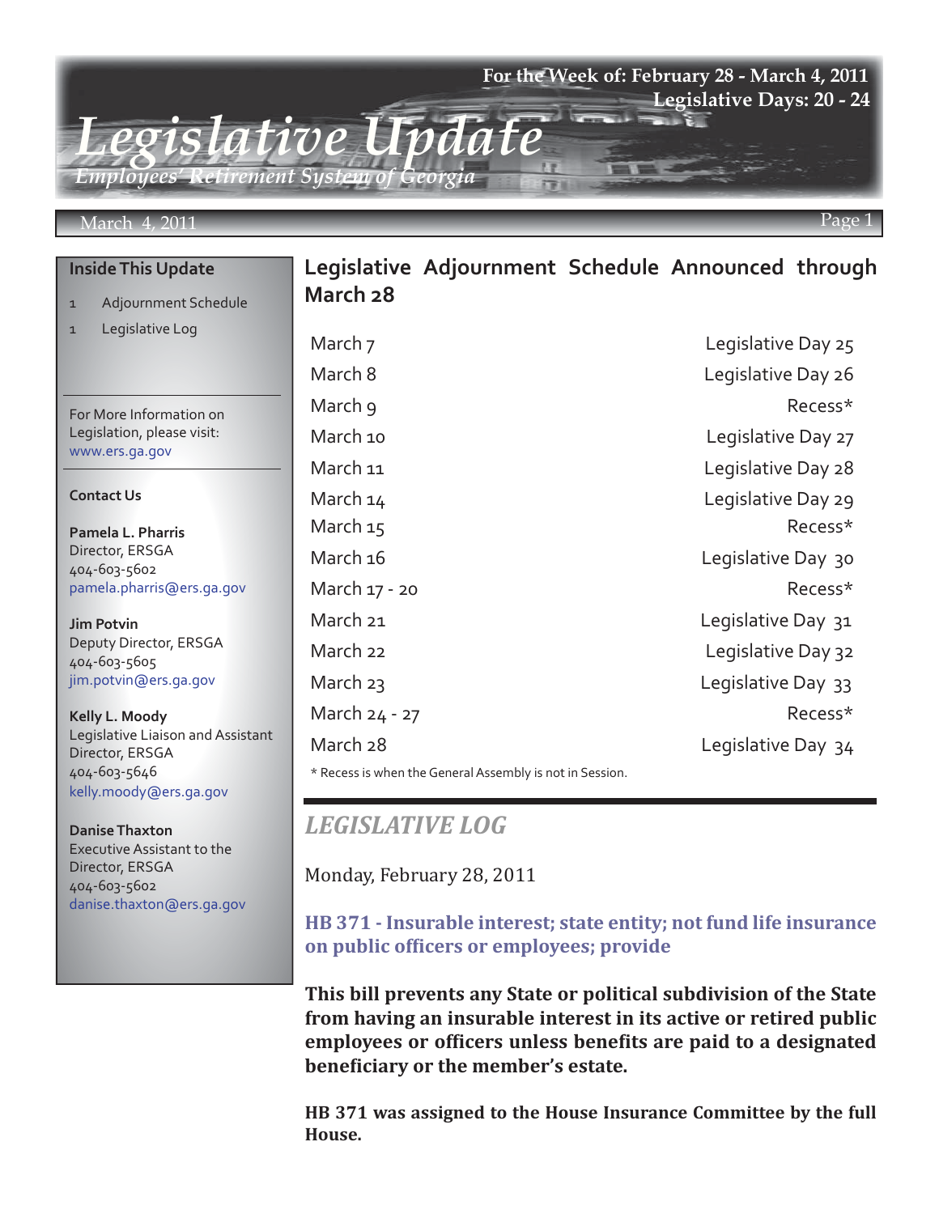# Legislative Update

*Employees' Retirement System of Georgia*

For the Week of: February 28 - March 4, 2011

Legislative Days: 20 - 24

March 4, 2011

### Inside This Update

1 Adjournment Schedule

1 Legislative Log

For More Information on Legislation, please visit: www.ers.ga.gov

**Contact Us**

**Pamela L. Pharris**
Director, ERSGA
404-603-5602
pamela.pharris@ers.ga.gov

**Jim Potvin**
Deputy Director, ERSGA
404-603-5605
jim.potvin@ers.ga.gov

**Kelly L. Moody**
Legislative Liaison and Assistant Director, ERSGA
404-603-5646
kelly.moody@ers.ga.gov

**Danise Thaxton**
Executive Assistant to the Director, ERSGA
404-603-5602
danise.thaxton@ers.ga.gov

## Legislative Adjournment Schedule Announced through March 28

| Date | Status |
|---|---|
| March 7 | Legislative Day 25 |
| March 8 | Legislative Day 26 |
| March 9 | Recess* |
| March 10 | Legislative Day 27 |
| March 11 | Legislative Day 28 |
| March 14 | Legislative Day 29 |
| March 15 | Recess* |
| March 16 | Legislative Day 30 |
| March 17 - 20 | Recess* |
| March 21 | Legislative Day 31 |
| March 22 | Legislative Day 32 |
| March 23 | Legislative Day 33 |
| March 24 - 27 | Recess* |
| March 28 | Legislative Day 34 |

* Recess is when the General Assembly is not in Session.

## *LEGISLATIVE LOG*

Monday, February 28, 2011

### HB 371 - Insurable interest; state entity; not fund life insurance on public officers or employees; provide

**This bill prevents any State or political subdivision of the State from having an insurable interest in its active or retired public employees or officers unless benefits are paid to a designated beneficiary or the member's estate.**

**HB 371 was assigned to the House Insurance Committee by the full House.**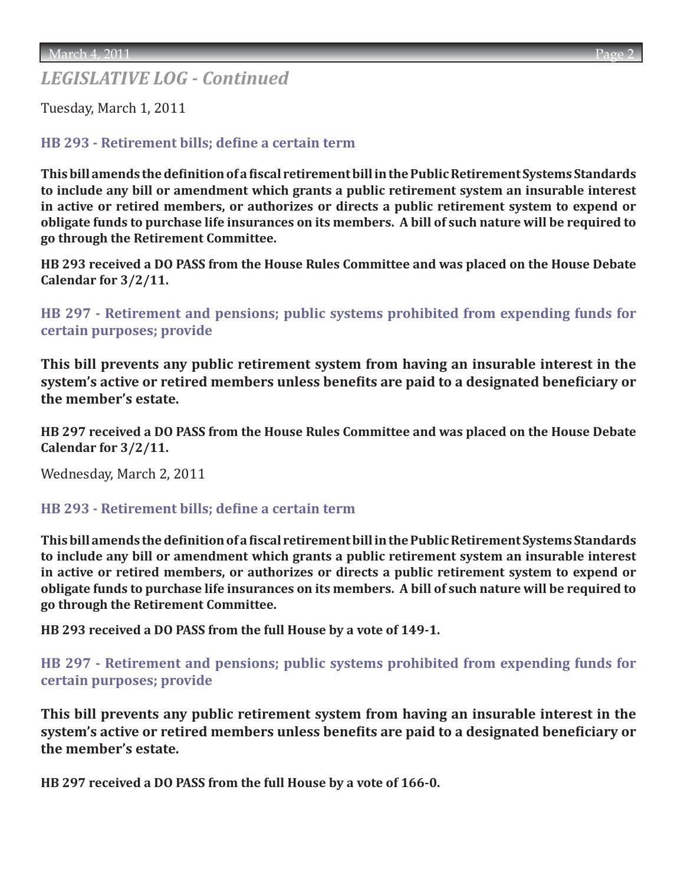## *LEGISLATIVE LOG - Continued*

Tuesday, March 1, 2011

### HB 293 - Retirement bills; define a certain term

**This bill amends the definition of a fiscal retirement bill in the Public Retirement Systems Standards to include any bill or amendment which grants a public retirement system an insurable interest in active or retired members, or authorizes or directs a public retirement system to expend or obligate funds to purchase life insurances on its members. A bill of such nature will be required to go through the Retirement Committee.**

**HB 293 received a DO PASS from the House Rules Committee and was placed on the House Debate Calendar for 3/2/11.**

### HB 297 - Retirement and pensions; public systems prohibited from expending funds for certain purposes; provide

**This bill prevents any public retirement system from having an insurable interest in the system's active or retired members unless benefits are paid to a designated beneficiary or the member's estate.**

**HB 297 received a DO PASS from the House Rules Committee and was placed on the House Debate Calendar for 3/2/11.**

Wednesday, March 2, 2011

### HB 293 - Retirement bills; define a certain term

**This bill amends the definition of a fiscal retirement bill in the Public Retirement Systems Standards to include any bill or amendment which grants a public retirement system an insurable interest in active or retired members, or authorizes or directs a public retirement system to expend or obligate funds to purchase life insurances on its members. A bill of such nature will be required to go through the Retirement Committee.**

**HB 293 received a DO PASS from the full House by a vote of 149-1.**

### HB 297 - Retirement and pensions; public systems prohibited from expending funds for certain purposes; provide

**This bill prevents any public retirement system from having an insurable interest in the system's active or retired members unless benefits are paid to a designated beneficiary or the member's estate.**

**HB 297 received a DO PASS from the full House by a vote of 166-0.**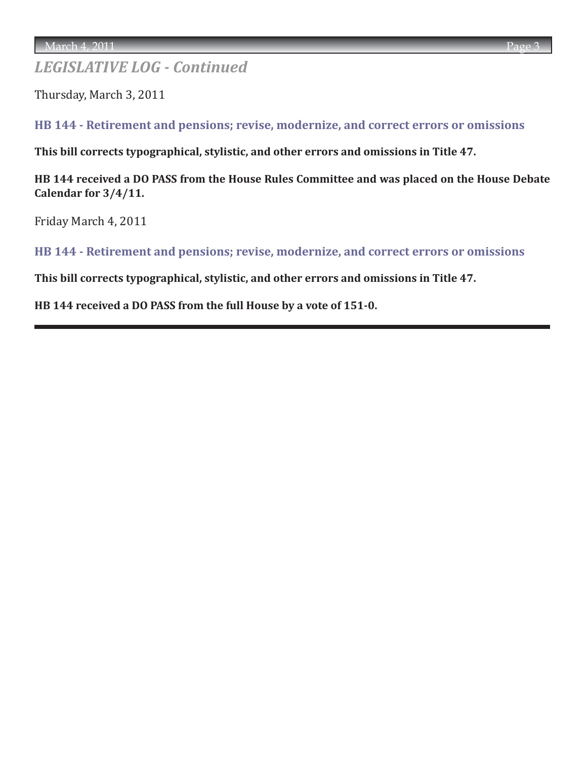## *LEGISLATIVE LOG - Continued*

Thursday, March 3, 2011

### HB 144 - Retirement and pensions; revise, modernize, and correct errors or omissions

**This bill corrects typographical, stylistic, and other errors and omissions in Title 47.**

**HB 144 received a DO PASS from the House Rules Committee and was placed on the House Debate Calendar for 3/4/11.**

Friday March 4, 2011

### HB 144 - Retirement and pensions; revise, modernize, and correct errors or omissions

**This bill corrects typographical, stylistic, and other errors and omissions in Title 47.**

**HB 144 received a DO PASS from the full House by a vote of 151-0.**